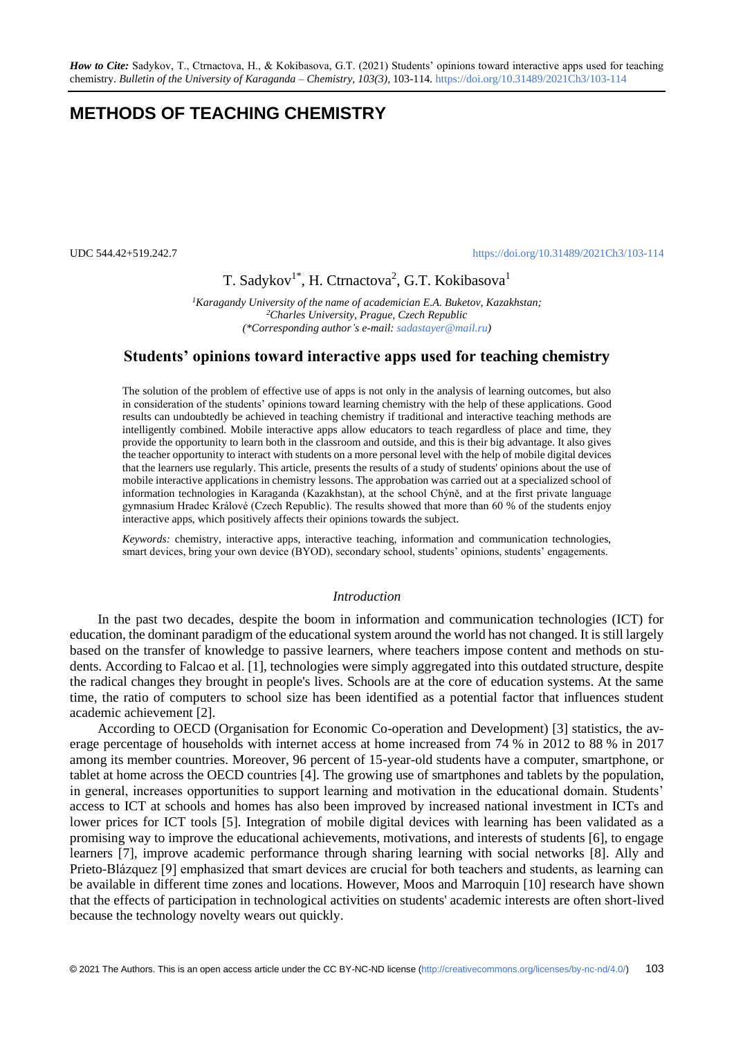*How to Cite:* Sadykov, T., Ctrnactova, H., & Kokibasova, G.T. (2021) Students' opinions toward interactive apps used for teaching chemistry. *Bulletin of the University of Karaganda – Chemistry, 103(3)*, 103-114. https://doi.org/10.31489/2021Ch3/103-114

# METHODS OF TEACHING CHEMISTRY

UDC 544.42+519.242.7 https://doi.org/10.31489/2021Ch3/103-114

T. Sadykov[1*], H. Ctrnactova[2], G.T. Kokibasova[1]

[1]*Karagandy University of the name of academician E.A. Buketov, Kazakhstan;*
[2]*Charles University, Prague, Czech Republic*
*(\*Corresponding author's e-mail: sadastayer@mail.ru)*

## Students' opinions toward interactive apps used for teaching chemistry

The solution of the problem of effective use of apps is not only in the analysis of learning outcomes, but also in consideration of the students' opinions toward learning chemistry with the help of these applications. Good results can undoubtedly be achieved in teaching chemistry if traditional and interactive teaching methods are intelligently combined. Mobile interactive apps allow educators to teach regardless of place and time, they provide the opportunity to learn both in the classroom and outside, and this is their big advantage. It also gives the teacher opportunity to interact with students on a more personal level with the help of mobile digital devices that the learners use regularly. This article, presents the results of a study of students' opinions about the use of mobile interactive applications in chemistry lessons. The approbation was carried out at a specialized school of information technologies in Karaganda (Kazakhstan), at the school Chýně, and at the first private language gymnasium Hradec Králové (Czech Republic). The results showed that more than 60 % of the students enjoy interactive apps, which positively affects their opinions towards the subject.

*Keywords:* chemistry, interactive apps, interactive teaching, information and communication technologies, smart devices, bring your own device (BYOD), secondary school, students' opinions, students' engagements.

### *Introduction*

In the past two decades, despite the boom in information and communication technologies (ICT) for education, the dominant paradigm of the educational system around the world has not changed. It is still largely based on the transfer of knowledge to passive learners, where teachers impose content and methods on students. According to Falcao et al. [1], technologies were simply aggregated into this outdated structure, despite the radical changes they brought in people's lives. Schools are at the core of education systems. At the same time, the ratio of computers to school size has been identified as a potential factor that influences student academic achievement [2].

According to OECD (Organisation for Economic Co-operation and Development) [3] statistics, the average percentage of households with internet access at home increased from 74 % in 2012 to 88 % in 2017 among its member countries. Moreover, 96 percent of 15-year-old students have a computer, smartphone, or tablet at home across the OECD countries [4]. The growing use of smartphones and tablets by the population, in general, increases opportunities to support learning and motivation in the educational domain. Students' access to ICT at schools and homes has also been improved by increased national investment in ICTs and lower prices for ICT tools [5]. Integration of mobile digital devices with learning has been validated as a promising way to improve the educational achievements, motivations, and interests of students [6], to engage learners [7], improve academic performance through sharing learning with social networks [8]. Ally and Prieto-Blázquez [9] emphasized that smart devices are crucial for both teachers and students, as learning can be available in different time zones and locations. However, Moos and Marroquin [10] research have shown that the effects of participation in technological activities on students' academic interests are often short-lived because the technology novelty wears out quickly.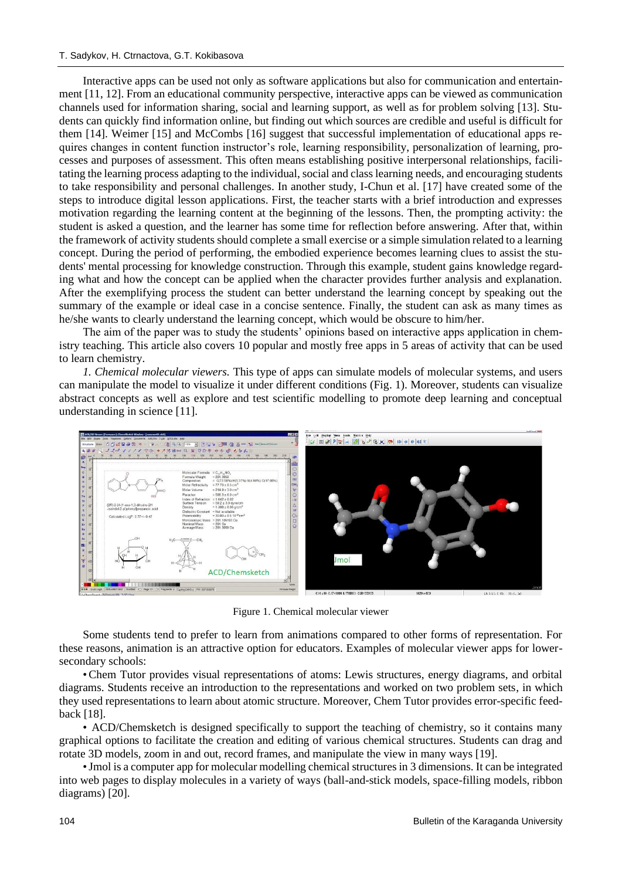Interactive apps can be used not only as software applications but also for communication and entertainment [11, 12]. From an educational community perspective, interactive apps can be viewed as communication channels used for information sharing, social and learning support, as well as for problem solving [13]. Students can quickly find information online, but finding out which sources are credible and useful is difficult for them [14]. Weimer [15] and McCombs [16] suggest that successful implementation of educational apps requires changes in content function instructor's role, learning responsibility, personalization of learning, processes and purposes of assessment. This often means establishing positive interpersonal relationships, facilitating the learning process adapting to the individual, social and class learning needs, and encouraging students to take responsibility and personal challenges. In another study, I-Chun et al. [17] have created some of the steps to introduce digital lesson applications. First, the teacher starts with a brief introduction and expresses motivation regarding the learning content at the beginning of the lessons. Then, the prompting activity: the student is asked a question, and the learner has some time for reflection before answering. After that, within the framework of activity students should complete a small exercise or a simple simulation related to a learning concept. During the period of performing, the embodied experience becomes learning clues to assist the students' mental processing for knowledge construction. Through this example, student gains knowledge regarding what and how the concept can be applied when the character provides further analysis and explanation. After the exemplifying process the student can better understand the learning concept by speaking out the summary of the example or ideal case in a concise sentence. Finally, the student can ask as many times as he/she wants to clearly understand the learning concept, which would be obscure to him/her.

The aim of the paper was to study the students' opinions based on interactive apps application in chemistry teaching. This article also covers 10 popular and mostly free apps in 5 areas of activity that can be used to learn chemistry.

*1. Chemical molecular viewers.* This type of apps can simulate models of molecular systems, and users can manipulate the model to visualize it under different conditions (Fig. 1). Moreover, students can visualize abstract concepts as well as explore and test scientific modelling to promote deep learning and conceptual understanding in science [11].

Figure 1. Chemical molecular viewer

Some students tend to prefer to learn from animations compared to other forms of representation. For these reasons, animation is an attractive option for educators. Examples of molecular viewer apps for lower-secondary schools:

• Chem Tutor provides visual representations of atoms: Lewis structures, energy diagrams, and orbital diagrams. Students receive an introduction to the representations and worked on two problem sets, in which they used representations to learn about atomic structure. Moreover, Chem Tutor provides error-specific feedback [18].

• ACD/Chemsketch is designed specifically to support the teaching of chemistry, so it contains many graphical options to facilitate the creation and editing of various chemical structures. Students can drag and rotate 3D models, zoom in and out, record frames, and manipulate the view in many ways [19].

• Jmol is a computer app for molecular modelling chemical structures in 3 dimensions. It can be integrated into web pages to display molecules in a variety of ways (ball-and-stick models, space-filling models, ribbon diagrams) [20].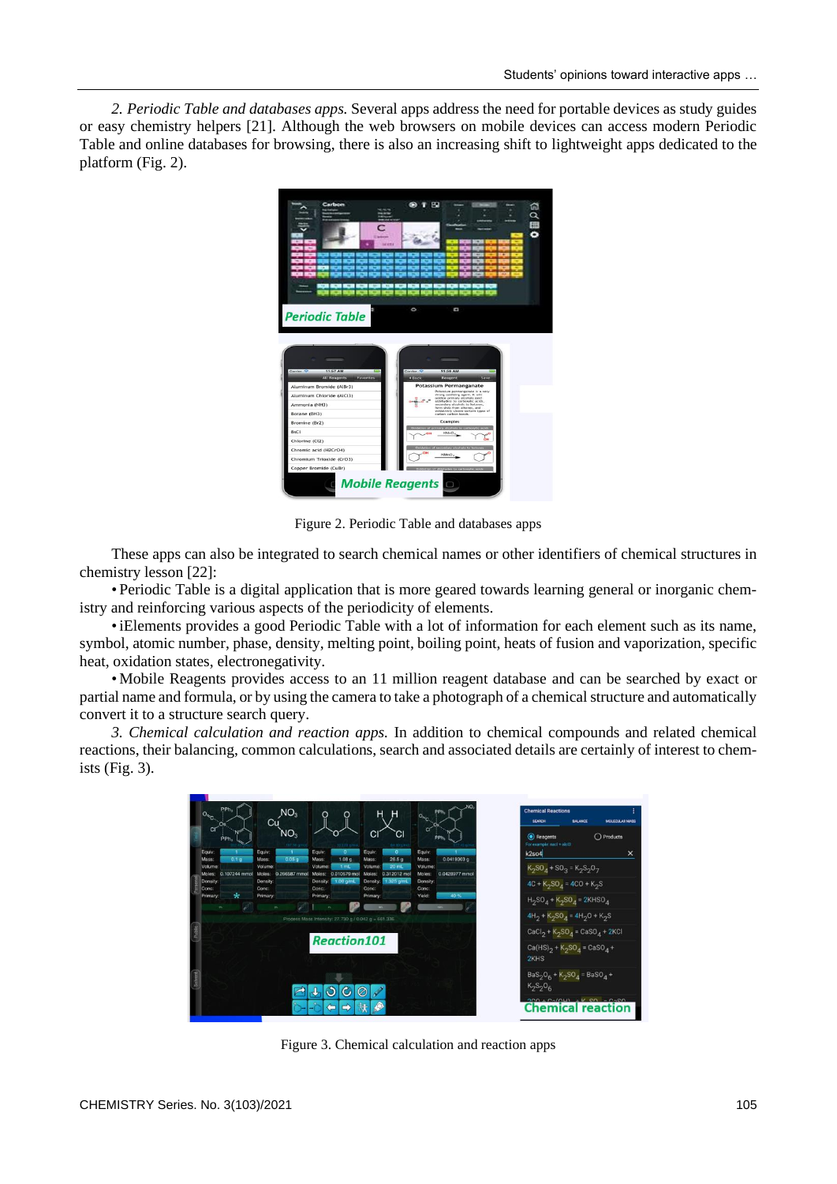*2. Periodic Table and databases apps.* Several apps address the need for portable devices as study guides or easy chemistry helpers [21]. Although the web browsers on mobile devices can access modern Periodic Table and online databases for browsing, there is also an increasing shift to lightweight apps dedicated to the platform (Fig. 2).

Figure 2. Periodic Table and databases apps

These apps can also be integrated to search chemical names or other identifiers of chemical structures in chemistry lesson [22]:

- Periodic Table is a digital application that is more geared towards learning general or inorganic chemistry and reinforcing various aspects of the periodicity of elements.
- iElements provides a good Periodic Table with a lot of information for each element such as its name, symbol, atomic number, phase, density, melting point, boiling point, heats of fusion and vaporization, specific heat, oxidation states, electronegativity.
- Mobile Reagents provides access to an 11 million reagent database and can be searched by exact or partial name and formula, or by using the camera to take a photograph of a chemical structure and automatically convert it to a structure search query.

*3. Chemical calculation and reaction apps.* In addition to chemical compounds and related chemical reactions, their balancing, common calculations, search and associated details are certainly of interest to chemists (Fig. 3).

Figure 3. Chemical calculation and reaction apps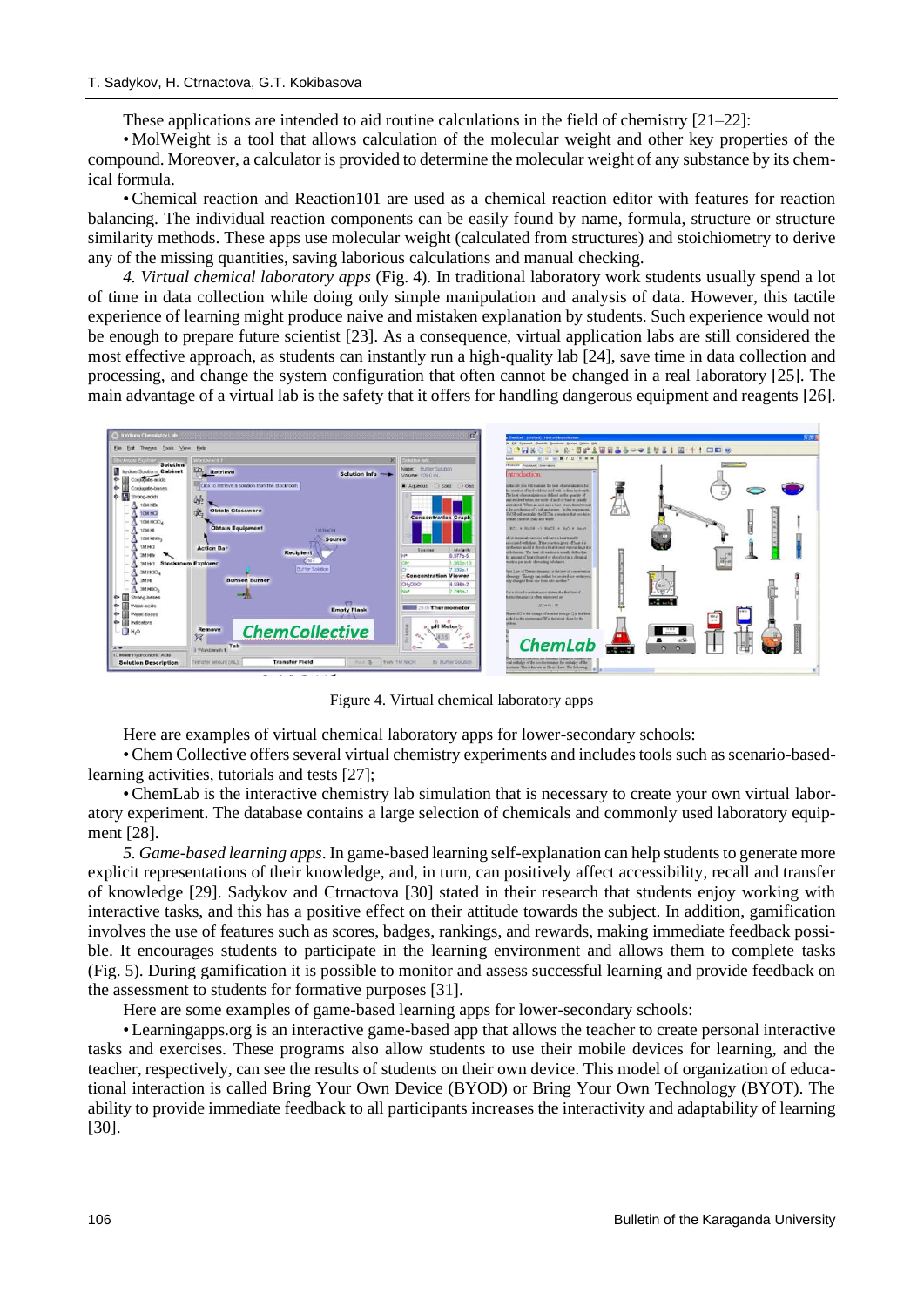These applications are intended to aid routine calculations in the field of chemistry [21–22]:

• MolWeight is a tool that allows calculation of the molecular weight and other key properties of the compound. Moreover, a calculator is provided to determine the molecular weight of any substance by its chemical formula.

• Chemical reaction and Reaction101 are used as a chemical reaction editor with features for reaction balancing. The individual reaction components can be easily found by name, formula, structure or structure similarity methods. These apps use molecular weight (calculated from structures) and stoichiometry to derive any of the missing quantities, saving laborious calculations and manual checking.

*4. Virtual chemical laboratory apps* (Fig. 4). In traditional laboratory work students usually spend a lot of time in data collection while doing only simple manipulation and analysis of data. However, this tactile experience of learning might produce naive and mistaken explanation by students. Such experience would not be enough to prepare future scientist [23]. As a consequence, virtual application labs are still considered the most effective approach, as students can instantly run a high-quality lab [24], save time in data collection and processing, and change the system configuration that often cannot be changed in a real laboratory [25]. The main advantage of a virtual lab is the safety that it offers for handling dangerous equipment and reagents [26].

Figure 4. Virtual chemical laboratory apps

Here are examples of virtual chemical laboratory apps for lower-secondary schools:

• Chem Collective offers several virtual chemistry experiments and includes tools such as scenario-based-learning activities, tutorials and tests [27];

• ChemLab is the interactive chemistry lab simulation that is necessary to create your own virtual laboratory experiment. The database contains a large selection of chemicals and commonly used laboratory equipment [28].

*5. Game-based learning apps*. In game-based learning self-explanation can help students to generate more explicit representations of their knowledge, and, in turn, can positively affect accessibility, recall and transfer of knowledge [29]. Sadykov and Ctrnactova [30] stated in their research that students enjoy working with interactive tasks, and this has a positive effect on their attitude towards the subject. In addition, gamification involves the use of features such as scores, badges, rankings, and rewards, making immediate feedback possible. It encourages students to participate in the learning environment and allows them to complete tasks (Fig. 5). During gamification it is possible to monitor and assess successful learning and provide feedback on the assessment to students for formative purposes [31].

Here are some examples of game-based learning apps for lower-secondary schools:

• Learningapps.org is an interactive game-based app that allows the teacher to create personal interactive tasks and exercises. These programs also allow students to use their mobile devices for learning, and the teacher, respectively, can see the results of students on their own device. This model of organization of educational interaction is called Bring Your Own Device (BYOD) or Bring Your Own Technology (BYOT). The ability to provide immediate feedback to all participants increases the interactivity and adaptability of learning [30].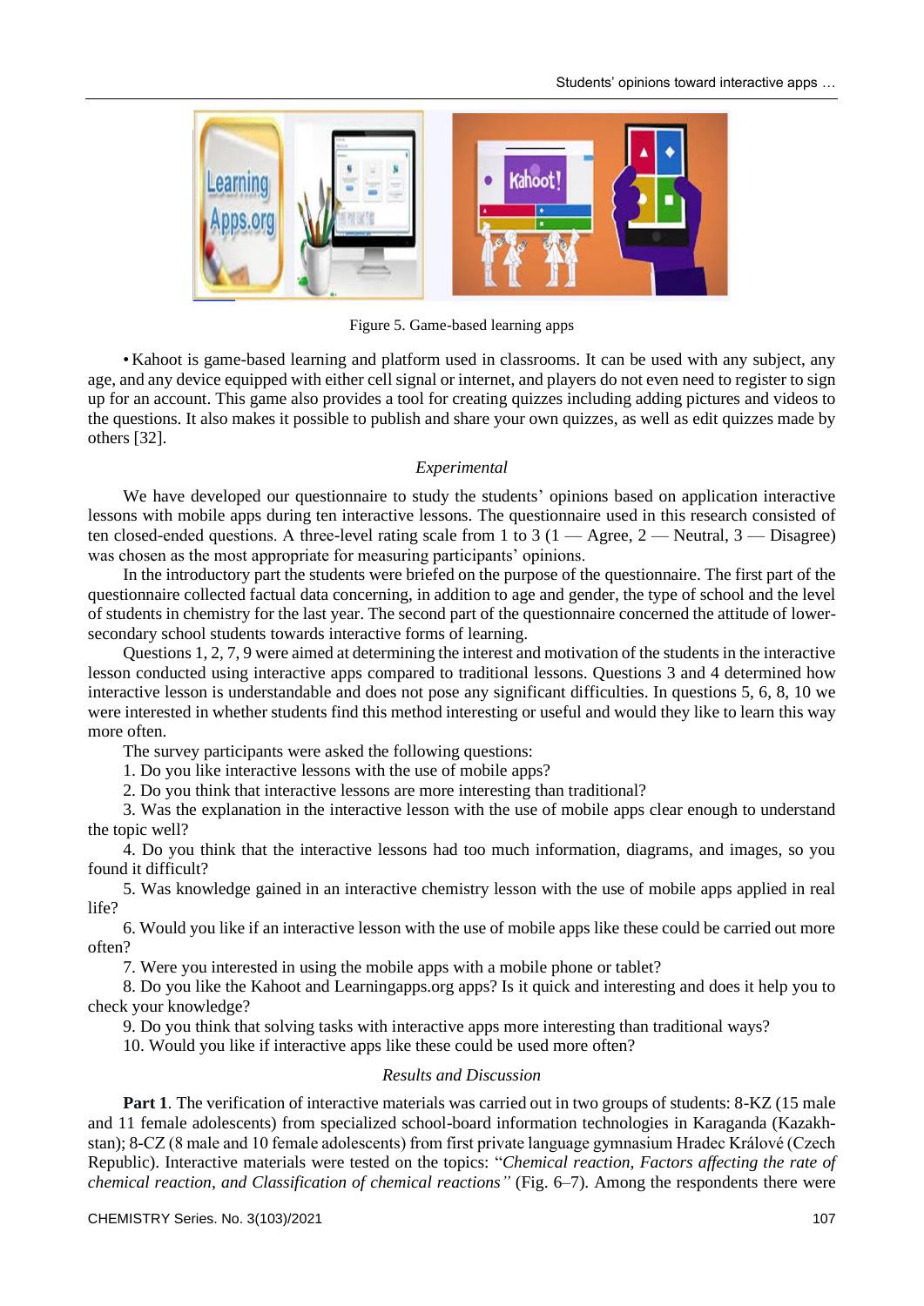Figure 5. Game-based learning apps

• Kahoot is game-based learning and platform used in classrooms. It can be used with any subject, any age, and any device equipped with either cell signal or internet, and players do not even need to register to sign up for an account. This game also provides a tool for creating quizzes including adding pictures and videos to the questions. It also makes it possible to publish and share your own quizzes, as well as edit quizzes made by others [32].

### *Experimental*

We have developed our questionnaire to study the students' opinions based on application interactive lessons with mobile apps during ten interactive lessons. The questionnaire used in this research consisted of ten closed-ended questions. A three-level rating scale from 1 to 3 (1 — Agree, 2 — Neutral, 3 — Disagree) was chosen as the most appropriate for measuring participants' opinions.

In the introductory part the students were briefed on the purpose of the questionnaire. The first part of the questionnaire collected factual data concerning, in addition to age and gender, the type of school and the level of students in chemistry for the last year. The second part of the questionnaire concerned the attitude of lower-secondary school students towards interactive forms of learning.

Questions 1, 2, 7, 9 were aimed at determining the interest and motivation of the students in the interactive lesson conducted using interactive apps compared to traditional lessons. Questions 3 and 4 determined how interactive lesson is understandable and does not pose any significant difficulties. In questions 5, 6, 8, 10 we were interested in whether students find this method interesting or useful and would they like to learn this way more often.

The survey participants were asked the following questions:

1. Do you like interactive lessons with the use of mobile apps?
2. Do you think that interactive lessons are more interesting than traditional?
3. Was the explanation in the interactive lesson with the use of mobile apps clear enough to understand the topic well?
4. Do you think that the interactive lessons had too much information, diagrams, and images, so you found it difficult?
5. Was knowledge gained in an interactive chemistry lesson with the use of mobile apps applied in real life?
6. Would you like if an interactive lesson with the use of mobile apps like these could be carried out more often?
7. Were you interested in using the mobile apps with a mobile phone or tablet?
8. Do you like the Kahoot and Learningapps.org apps? Is it quick and interesting and does it help you to check your knowledge?
9. Do you think that solving tasks with interactive apps more interesting than traditional ways?
10. Would you like if interactive apps like these could be used more often?

### *Results and Discussion*

**Part 1**. The verification of interactive materials was carried out in two groups of students: 8-KZ (15 male and 11 female adolescents) from specialized school-board information technologies in Karaganda (Kazakhstan); 8-CZ (8 male and 10 female adolescents) from first private language gymnasium Hradec Králové (Czech Republic). Interactive materials were tested on the topics: "*Chemical reaction, Factors affecting the rate of chemical reaction, and Classification of chemical reactions"* (Fig. 6–7). Among the respondents there were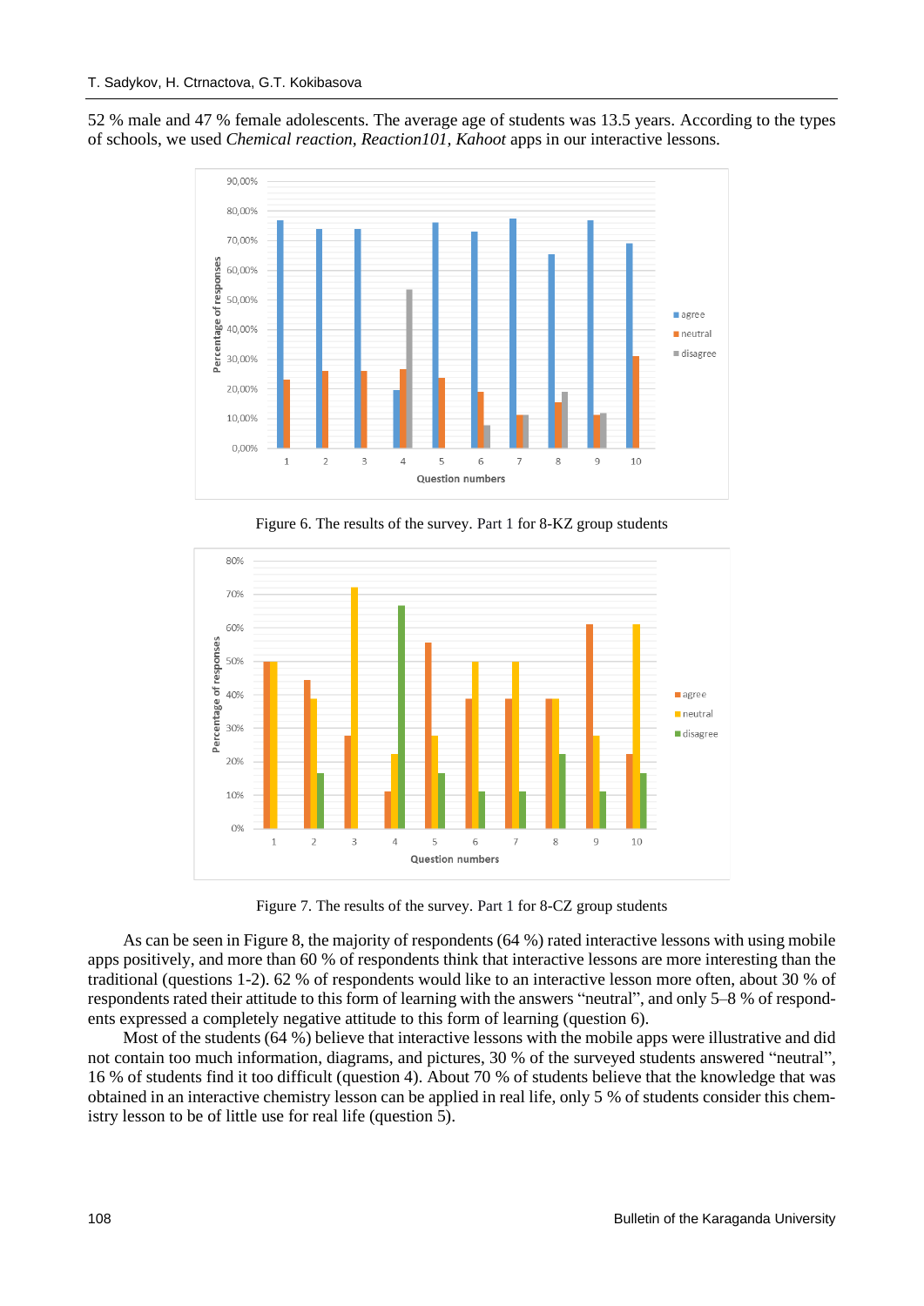52 % male and 47 % female adolescents. The average age of students was 13.5 years. According to the types of schools, we used *Chemical reaction, Reaction101, Kahoot* apps in our interactive lessons.

Figure 6. The results of the survey. Part 1 for 8-KZ group students

Figure 7. The results of the survey. Part 1 for 8-CZ group students

As can be seen in Figure 8, the majority of respondents (64 %) rated interactive lessons with using mobile apps positively, and more than 60 % of respondents think that interactive lessons are more interesting than the traditional (questions 1-2). 62 % of respondents would like to an interactive lesson more often, about 30 % of respondents rated their attitude to this form of learning with the answers "neutral", and only 5–8 % of respondents expressed a completely negative attitude to this form of learning (question 6).

Most of the students (64 %) believe that interactive lessons with the mobile apps were illustrative and did not contain too much information, diagrams, and pictures, 30 % of the surveyed students answered "neutral", 16 % of students find it too difficult (question 4). About 70 % of students believe that the knowledge that was obtained in an interactive chemistry lesson can be applied in real life, only 5 % of students consider this chemistry lesson to be of little use for real life (question 5).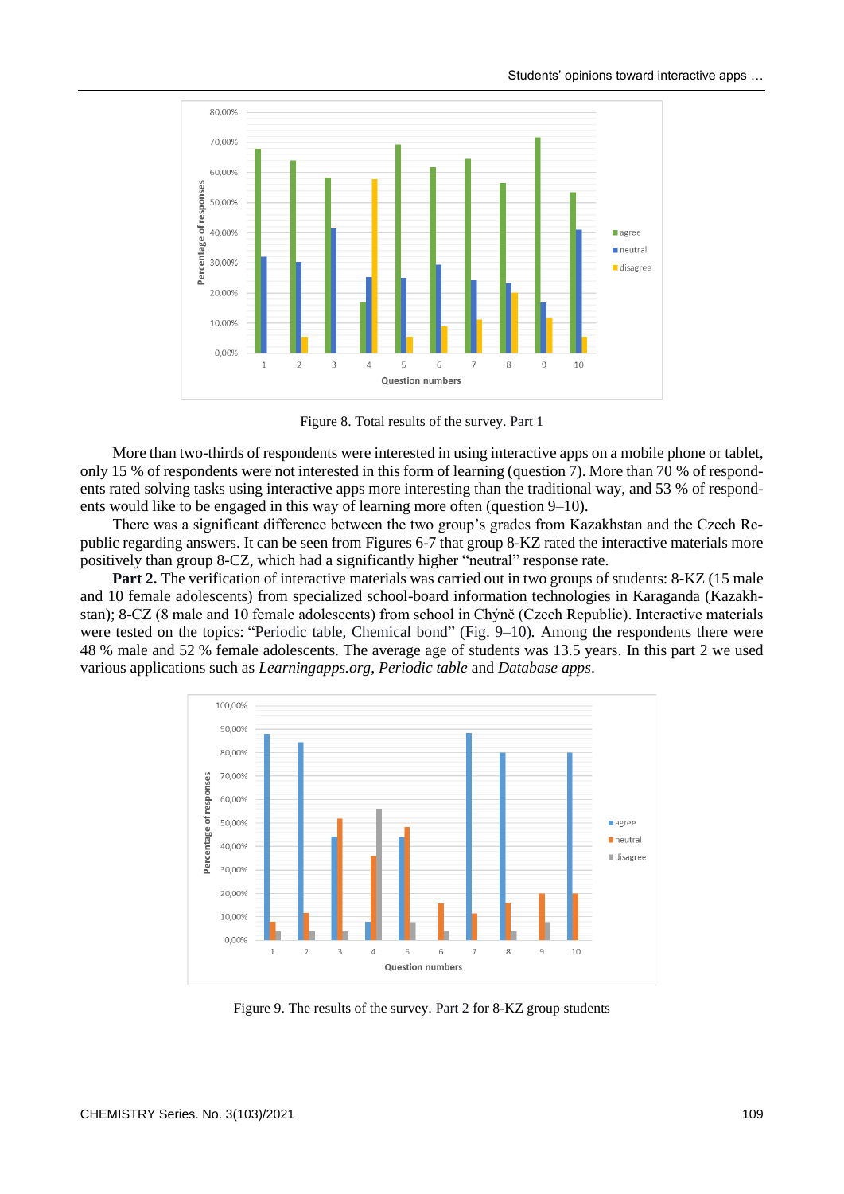Figure 8. Total results of the survey. Part 1

More than two-thirds of respondents were interested in using interactive apps on a mobile phone or tablet, only 15 % of respondents were not interested in this form of learning (question 7). More than 70 % of respondents rated solving tasks using interactive apps more interesting than the traditional way, and 53 % of respondents would like to be engaged in this way of learning more often (question 9–10).

There was a significant difference between the two group's grades from Kazakhstan and the Czech Republic regarding answers. It can be seen from Figures 6-7 that group 8-KZ rated the interactive materials more positively than group 8-CZ, which had a significantly higher "neutral" response rate.

**Part 2.** The verification of interactive materials was carried out in two groups of students: 8-KZ (15 male and 10 female adolescents) from specialized school-board information technologies in Karaganda (Kazakhstan); 8-CZ (8 male and 10 female adolescents) from school in Chýně (Czech Republic). Interactive materials were tested on the topics: "Periodic table, Chemical bond" (Fig. 9–10). Among the respondents there were 48 % male and 52 % female adolescents. The average age of students was 13.5 years. In this part 2 we used various applications such as *Learningapps.org*, *Periodic table* and *Database apps*.

Figure 9. The results of the survey. Part 2 for 8-KZ group students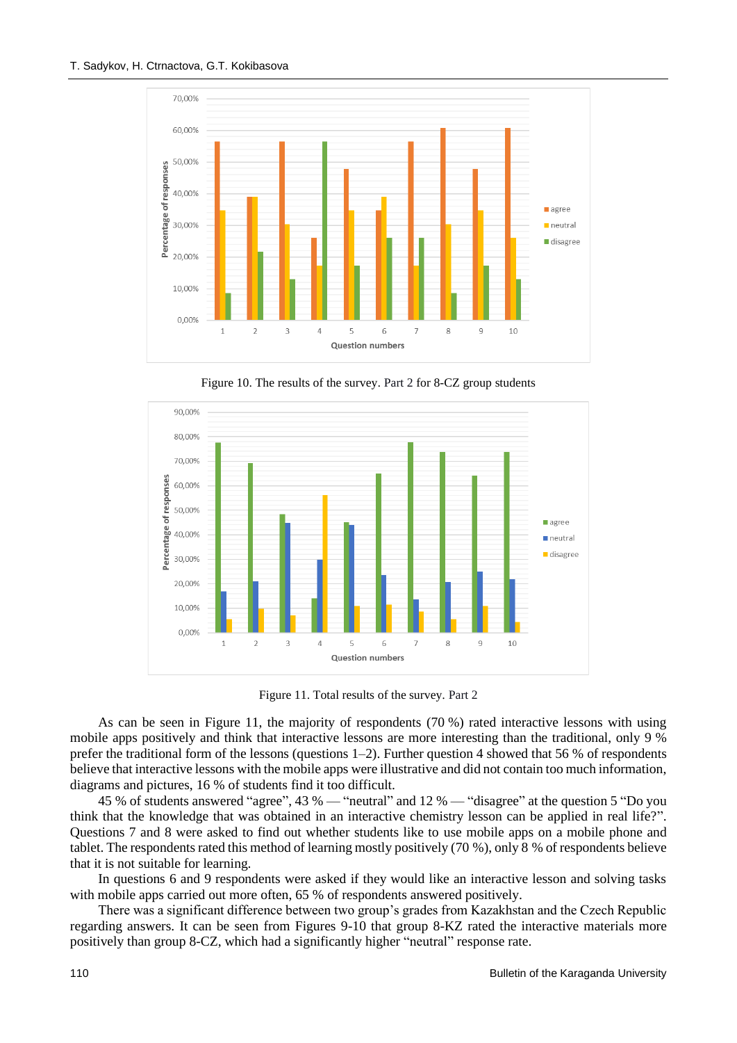Figure 10. The results of the survey. Part 2 for 8-CZ group students

Figure 11. Total results of the survey. Part 2

As can be seen in Figure 11, the majority of respondents (70 %) rated interactive lessons with using mobile apps positively and think that interactive lessons are more interesting than the traditional, only 9 % prefer the traditional form of the lessons (questions 1–2). Further question 4 showed that 56 % of respondents believe that interactive lessons with the mobile apps were illustrative and did not contain too much information, diagrams and pictures, 16 % of students find it too difficult.

45 % of students answered "agree", 43 % — "neutral" and 12 % — "disagree" at the question 5 "Do you think that the knowledge that was obtained in an interactive chemistry lesson can be applied in real life?". Questions 7 and 8 were asked to find out whether students like to use mobile apps on a mobile phone and tablet. The respondents rated this method of learning mostly positively (70 %), only 8 % of respondents believe that it is not suitable for learning.

In questions 6 and 9 respondents were asked if they would like an interactive lesson and solving tasks with mobile apps carried out more often, 65 % of respondents answered positively.

There was a significant difference between two group's grades from Kazakhstan and the Czech Republic regarding answers. It can be seen from Figures 9-10 that group 8-KZ rated the interactive materials more positively than group 8-CZ, which had a significantly higher "neutral" response rate.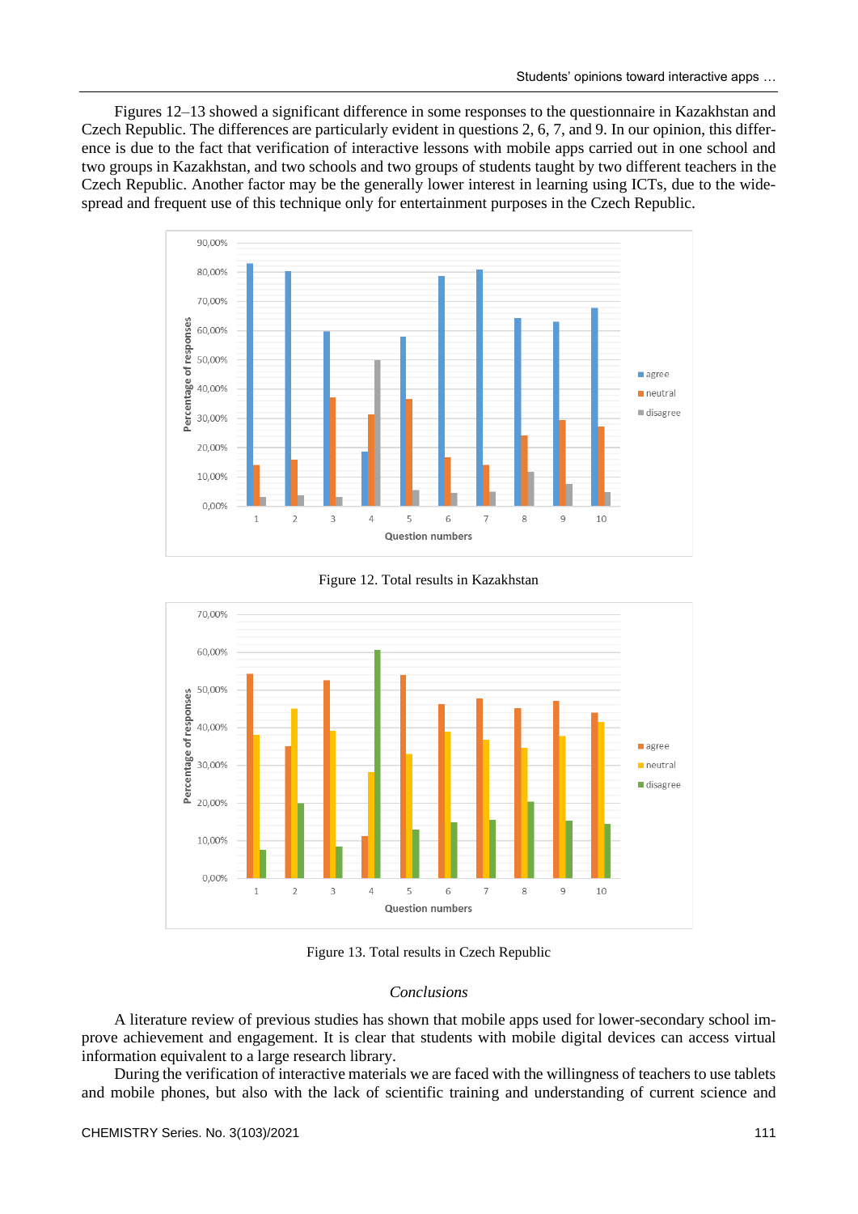Figures 12–13 showed a significant difference in some responses to the questionnaire in Kazakhstan and Czech Republic. The differences are particularly evident in questions 2, 6, 7, and 9. In our opinion, this difference is due to the fact that verification of interactive lessons with mobile apps carried out in one school and two groups in Kazakhstan, and two schools and two groups of students taught by two different teachers in the Czech Republic. Another factor may be the generally lower interest in learning using ICTs, due to the widespread and frequent use of this technique only for entertainment purposes in the Czech Republic.

Figure 12. Total results in Kazakhstan

Figure 13. Total results in Czech Republic

### *Conclusions*

A literature review of previous studies has shown that mobile apps used for lower-secondary school improve achievement and engagement. It is clear that students with mobile digital devices can access virtual information equivalent to a large research library.

During the verification of interactive materials we are faced with the willingness of teachers to use tablets and mobile phones, but also with the lack of scientific training and understanding of current science and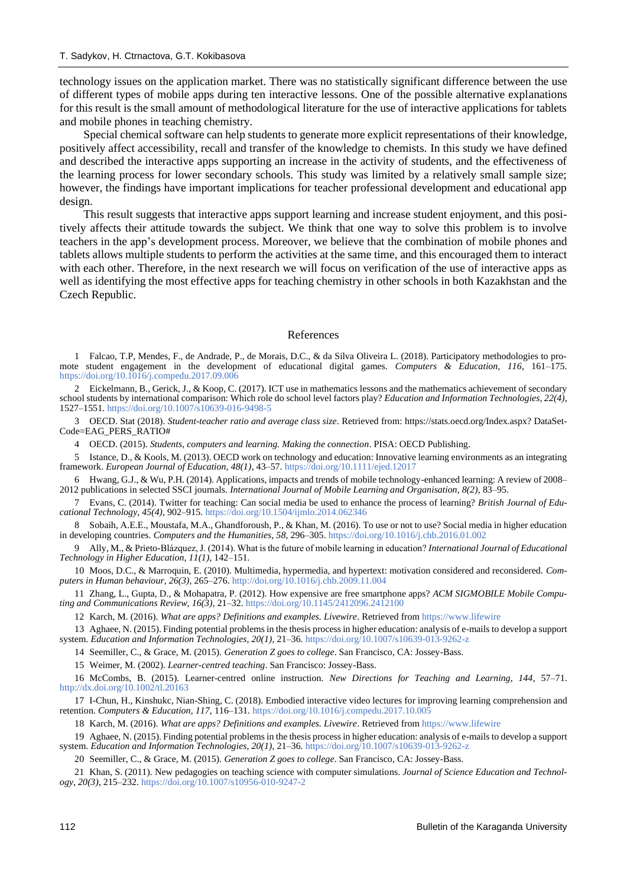technology issues on the application market. There was no statistically significant difference between the use of different types of mobile apps during ten interactive lessons. One of the possible alternative explanations for this result is the small amount of methodological literature for the use of interactive applications for tablets and mobile phones in teaching chemistry.

Special chemical software can help students to generate more explicit representations of their knowledge, positively affect accessibility, recall and transfer of the knowledge to chemists. In this study we have defined and described the interactive apps supporting an increase in the activity of students, and the effectiveness of the learning process for lower secondary schools. This study was limited by a relatively small sample size; however, the findings have important implications for teacher professional development and educational app design.

This result suggests that interactive apps support learning and increase student enjoyment, and this positively affects their attitude towards the subject. We think that one way to solve this problem is to involve teachers in the app's development process. Moreover, we believe that the combination of mobile phones and tablets allows multiple students to perform the activities at the same time, and this encouraged them to interact with each other. Therefore, in the next research we will focus on verification of the use of interactive apps as well as identifying the most effective apps for teaching chemistry in other schools in both Kazakhstan and the Czech Republic.

## References

1 Falcao, T.P, Mendes, F., de Andrade, P., de Morais, D.C., & da Silva Oliveira L. (2018). Participatory methodologies to promote student engagement in the development of educational digital games. *Computers & Education, 116*, 161–175. https://doi.org/10.1016/j.compedu.2017.09.006

2 Eickelmann, B., Gerick, J., & Koop, C. (2017). ICT use in mathematics lessons and the mathematics achievement of secondary school students by international comparison: Which role do school level factors play? *Education and Information Technologies, 22(4)*, 1527–1551. https://doi.org/10.1007/s10639-016-9498-5

3 OECD. Stat (2018). *Student-teacher ratio and average class size*. Retrieved from: https://stats.oecd.org/Index.aspx? DataSetCode=EAG_PERS_RATIO#

4 OECD. (2015). *Students, computers and learning. Making the connection*. PISA: OECD Publishing.

5 Istance, D., & Kools, M. (2013). OECD work on technology and education: Innovative learning environments as an integrating framework. *European Journal of Education, 48(1)*, 43–57. https://doi.org/10.1111/ejed.12017

6 Hwang, G.J., & Wu, P.H. (2014). Applications, impacts and trends of mobile technology-enhanced learning: A review of 2008–2012 publications in selected SSCI journals. *International Journal of Mobile Learning and Organisation, 8(2)*, 83–95.

7 Evans, C. (2014). Twitter for teaching: Can social media be used to enhance the process of learning? *British Journal of Educational Technology, 45(4)*, 902–915. https://doi.org/10.1504/ijmlo.2014.062346

8 Sobaih, A.E.E., Moustafa, M.A., Ghandforoush, P., & Khan, M. (2016). To use or not to use? Social media in higher education in developing countries. *Computers and the Humanities, 58*, 296–305. https://doi.org/10.1016/j.chb.2016.01.002

9 Ally, M., & Prieto-Blázquez, J. (2014). What is the future of mobile learning in education? *International Journal of Educational Technology in Higher Education, 11(1)*, 142–151.

10 Moos, D.C., & Marroquin, E. (2010). Multimedia, hypermedia, and hypertext: motivation considered and reconsidered. *Computers in Human behaviour, 26(3)*, 265–276. http://doi.org/10.1016/j.chb.2009.11.004

11 Zhang, L., Gupta, D., & Mohapatra, P. (2012). How expensive are free smartphone apps? *ACM SIGMOBILE Mobile Computing and Communications Review, 16(3)*, 21–32. https://doi.org/10.1145/2412096.2412100

12 Karch, M. (2016). *What are apps? Definitions and examples. Livewire*. Retrieved from https://www.lifewire

13 Aghaee, N. (2015). Finding potential problems in the thesis process in higher education: analysis of e-mails to develop a support system. *Education and Information Technologies, 20(1)*, 21–36. https://doi.org/10.1007/s10639-013-9262-z

14 Seemiller, C., & Grace, M. (2015). *Generation Z goes to college*. San Francisco, CA: Jossey-Bass.

15 Weimer, M. (2002). *Learner-centred teaching*. San Francisco: Jossey-Bass.

16 McCombs, B. (2015). Learner-centred online instruction. *New Directions for Teaching and Learning, 144*, 57–71. http://dx.doi.org/10.1002/tl.20163

17 I-Chun, H., Kinshukc, Nian-Shing, C. (2018). Embodied interactive video lectures for improving learning comprehension and retention. *Computers & Education, 117*, 116–131. https://doi.org/10.1016/j.compedu.2017.10.005

18 Karch, M. (2016). *What are apps? Definitions and examples. Livewire*. Retrieved from https://www.lifewire

19 Aghaee, N. (2015). Finding potential problems in the thesis process in higher education: analysis of e-mails to develop a support system. *Education and Information Technologies, 20(1)*, 21–36. https://doi.org/10.1007/s10639-013-9262-z

20 Seemiller, C., & Grace, M. (2015). *Generation Z goes to college*. San Francisco, CA: Jossey-Bass.

21 Khan, S. (2011). New pedagogies on teaching science with computer simulations. *Journal of Science Education and Technology, 20(3)*, 215–232. https://doi.org/10.1007/s10956-010-9247-2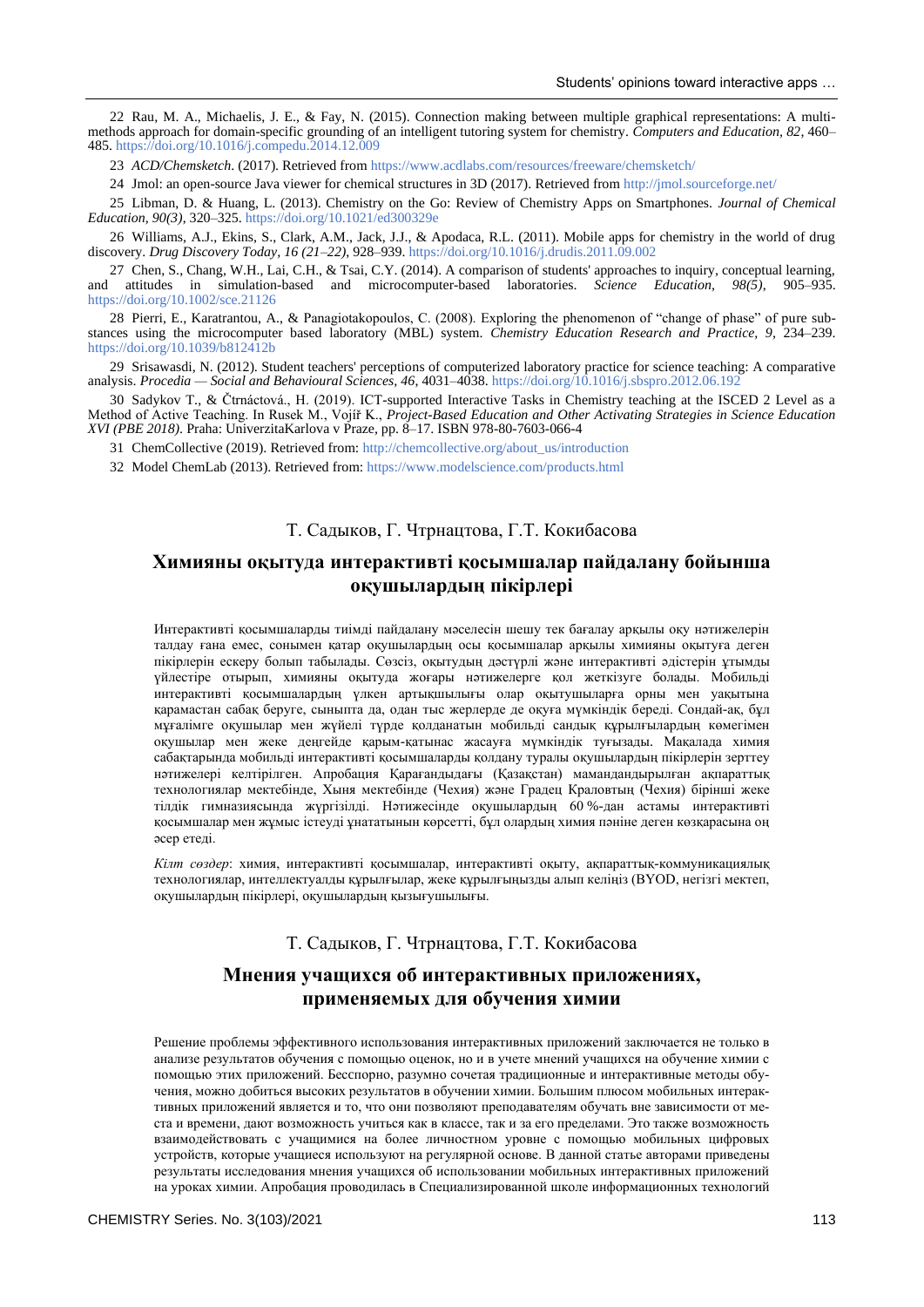22 Rau, M. A., Michaelis, J. E., & Fay, N. (2015). Connection making between multiple graphical representations: A multi-methods approach for domain-specific grounding of an intelligent tutoring system for chemistry. *Computers and Education, 82*, 460–485. https://doi.org/10.1016/j.compedu.2014.12.009

23 *ACD/Chemsketch*. (2017). Retrieved from https://www.acdlabs.com/resources/freeware/chemsketch/

24 Jmol: an open-source Java viewer for chemical structures in 3D (2017). Retrieved from http://jmol.sourceforge.net/

25 Libman, D. & Huang, L. (2013). Chemistry on the Go: Review of Chemistry Apps on Smartphones. *Journal of Chemical Education, 90(3)*, 320–325. https://doi.org/10.1021/ed300329e

26 Williams, A.J., Ekins, S., Clark, A.M., Jack, J.J., & Apodaca, R.L. (2011). Mobile apps for chemistry in the world of drug discovery. *Drug Discovery Today, 16 (21–22)*, 928–939. https://doi.org/10.1016/j.drudis.2011.09.002

27 Chen, S., Chang, W.H., Lai, C.H., & Tsai, C.Y. (2014). A comparison of students' approaches to inquiry, conceptual learning, and attitudes in simulation-based and microcomputer-based laboratories. *Science Education, 98(5)*, 905–935. https://doi.org/10.1002/sce.21126

28 Pierri, E., Karatrantou, A., & Panagiotakopoulos, C. (2008). Exploring the phenomenon of "change of phase" of pure substances using the microcomputer based laboratory (MBL) system. *Chemistry Education Research and Practice, 9*, 234–239. https://doi.org/10.1039/b812412b

29 Srisawasdi, N. (2012). Student teachers' perceptions of computerized laboratory practice for science teaching: A comparative analysis. *Procedia — Social and Behavioural Sciences, 46*, 4031–4038. https://doi.org/10.1016/j.sbspro.2012.06.192

30 Sadykov T., & Čtrnáctová., H. (2019). ICT-supported Interactive Tasks in Chemistry teaching at the ISCED 2 Level as a Method of Active Teaching. In Rusek M., Vojíř K., *Project-Based Education and Other Activating Strategies in Science Education XVI (PBE 2018)*. Praha: UniverzitaKarlova v Praze, pp. 8–17. ISBN 978-80-7603-066-4

31 ChemCollective (2019). Retrieved from: http://chemcollective.org/about_us/introduction

32 Model ChemLab (2013). Retrieved from: https://www.modelscience.com/products.html

Т. Садыков, Г. Чтрнацтова, Г.Т. Кокибасова

## Химияны оқытуда интерактивті қосымшалар пайдалану бойынша оқушылардың пікірлері

Интерактивті қосымшаларды тиімді пайдалану мәселесін шешу тек бағалау арқылы оқу нәтижелерін талдау ғана емес, сонымен қатар оқушылардың осы қосымшалар арқылы химияны оқытуға деген пікірлерін ескеру болып табылады. Сөзсіз, оқытудың дәстүрлі және интерактивті әдістерін ұтымды үйлестіре отырып, химияны оқытуда жоғары нәтижелерге қол жеткізуге болады. Мобильді интерактивті қосымшалардың үлкен артықшылығы олар оқытушыларға орны мен уақытына қарамастан сабақ беруге, сыныпта да, одан тыс жерлерде де оқуға мүмкіндік береді. Сондай-ақ, бұл мұғалімге оқушылар мен жүйелі түрде қолданатын мобильді сандық құрылғылардың көмегімен оқушылар мен жеке деңгейде қарым-қатынас жасауға мүмкіндік туғызады. Мақалада химия сабақтарында мобильді интерактивті қосымшаларды қолдану туралы оқушылардың пікірлерін зерттеу нәтижелері келтірілген. Апробация Қарағандыдағы (Қазақстан) мамандандырылған ақпараттық технологиялар мектебінде, Хыня мектебінде (Чехия) және Градец Краловтың (Чехия) бірінші жеке тілдік гимназиясында жүргізілді. Нәтижесінде оқушылардың 60 %-дан астамы интерактивті қосымшалар мен жұмыс істеуді ұнататынын көрсетті, бұл олардың химия пәніне деген көзқарасына оң әсер етеді.

*Кілт сөздер*: химия, интерактивті қосымшалар, интерактивті оқыту, ақпараттық-коммуникациялық технологиялар, интеллектуалды құрылғылар, жеке құрылғыңызды алып келіңіз (BYOD, негізгі мектеп, оқушылардың пікірлері, оқушылардың қызығушылығы.

Т. Садыков, Г. Чтрнацтова, Г.Т. Кокибасова

## Мнения учащихся об интерактивных приложениях, применяемых для обучения химии

Решение проблемы эффективного использования интерактивных приложений заключается не только в анализе результатов обучения с помощью оценок, но и в учете мнений учащихся на обучение химии с помощью этих приложений. Бесспорно, разумно сочетая традиционные и интерактивные методы обучения, можно добиться высоких результатов в обучении химии. Большим плюсом мобильных интерактивных приложений является и то, что они позволяют преподавателям обучать вне зависимости от места и времени, дают возможность учиться как в классе, так и за его пределами. Это также возможность взаимодействовать с учащимися на более личностном уровне с помощью мобильных цифровых устройств, которые учащиеся используют на регулярной основе. В данной статье авторами приведены результаты исследования мнения учащихся об использовании мобильных интерактивных приложений на уроках химии. Апробация проводилась в Специализированной школе информационных технологий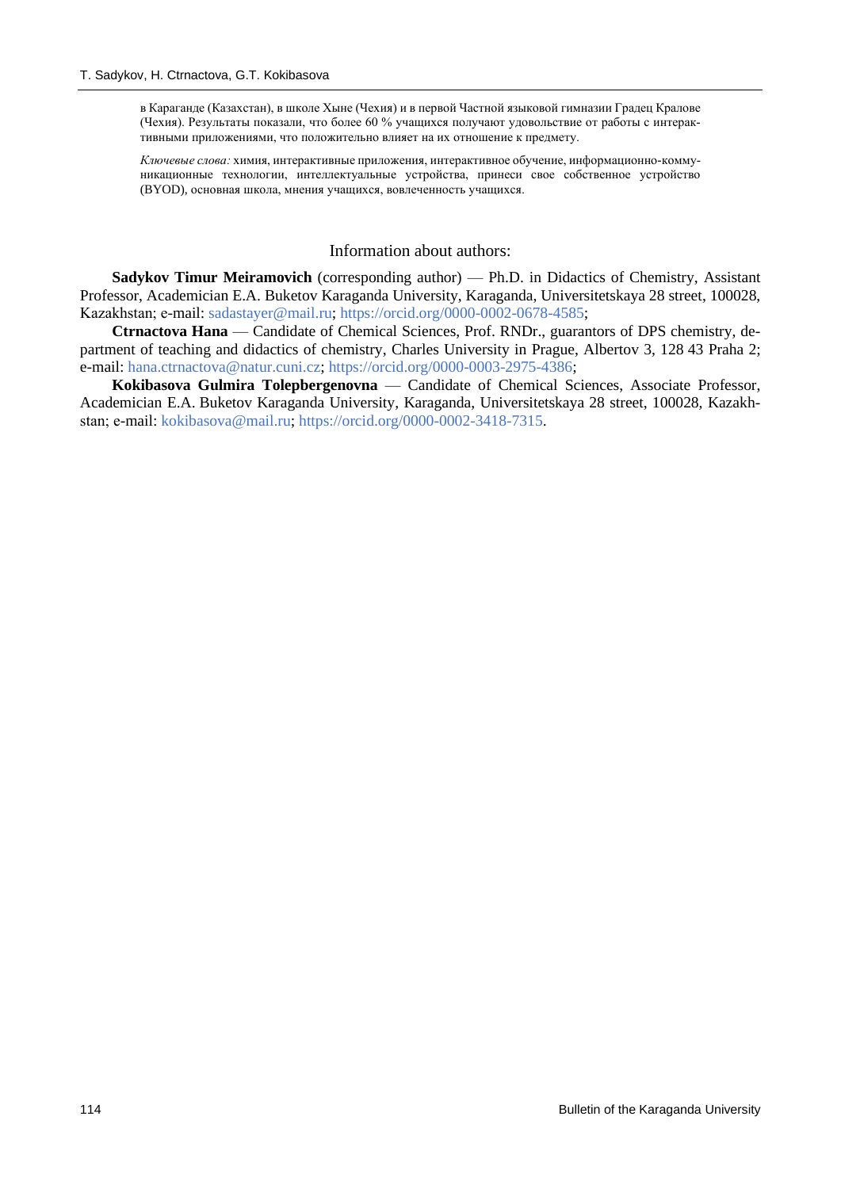в Караганде (Казахстан), в школе Хыне (Чехия) и в первой Частной языковой гимназии Градец Кралове (Чехия). Результаты показали, что более 60 % учащихся получают удовольствие от работы с интерактивными приложениями, что положительно влияет на их отношение к предмету.

*Ключевые слова:* химия, интерактивные приложения, интерактивное обучение, информационно-коммуникационные технологии, интеллектуальные устройства, принеси свое собственное устройство (BYOD), основная школа, мнения учащихся, вовлеченность учащихся.

## Information about authors:

**Sadykov Timur Meiramovich** (corresponding author) — Ph.D. in Didactics of Chemistry, Assistant Professor, Academician E.A. Buketov Karaganda University, Karaganda, Universitetskaya 28 street, 100028, Kazakhstan; e-mail: sadastayer@mail.ru; https://orcid.org/0000-0002-0678-4585;

**Ctrnactova Hana** — Candidate of Chemical Sciences, Prof. RNDr., guarantors of DPS chemistry, department of teaching and didactics of chemistry, Charles University in Prague, Albertov 3, 128 43 Praha 2; e-mail: hana.ctrnactova@natur.cuni.cz; https://orcid.org/0000-0003-2975-4386;

**Kokibasova Gulmira Tolepbergenovna** — Candidate of Chemical Sciences, Associate Professor, Academician E.A. Buketov Karaganda University, Karaganda, Universitetskaya 28 street, 100028, Kazakhstan; e-mail: kokibasova@mail.ru; https://orcid.org/0000-0002-3418-7315.